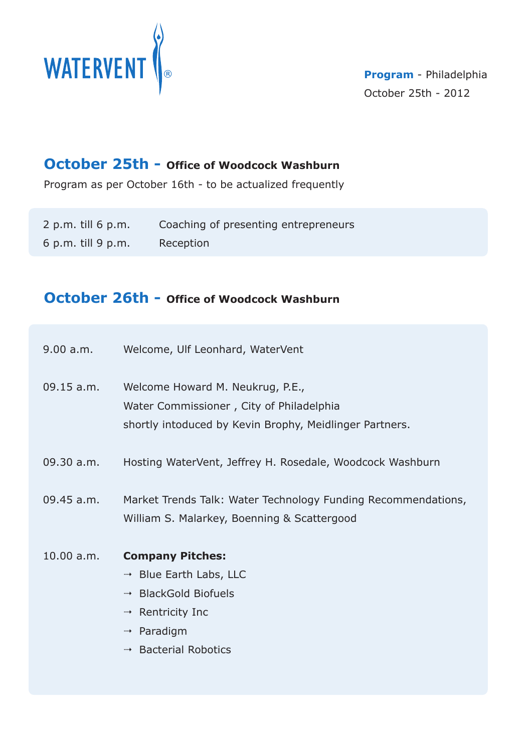WATERVENT®

**Program** - Philadelphia
October 25th - 2012

## October 25th - Office of Woodcock Washburn

Program as per October 16th - to be actualized frequently

| | |
|---|---|
| 2 p.m. till 6 p.m. | Coaching of presenting entrepreneurs |
| 6 p.m. till 9 p.m. | Reception |

## October 26th - Office of Woodcock Washburn

9.00 a.m. Welcome, Ulf Leonhard, WaterVent

09.15 a.m. Welcome Howard M. Neukrug, P.E.,
Water Commissioner , City of Philadelphia
shortly intoduced by Kevin Brophy, Meidlinger Partners.

09.30 a.m. Hosting WaterVent, Jeffrey H. Rosedale, Woodcock Washburn

09.45 a.m. Market Trends Talk: Water Technology Funding Recommendations,
William S. Malarkey, Boenning & Scattergood

10.00 a.m. **Company Pitches:**

- Blue Earth Labs, LLC
- BlackGold Biofuels
- Rentricity Inc
- Paradigm
- Bacterial Robotics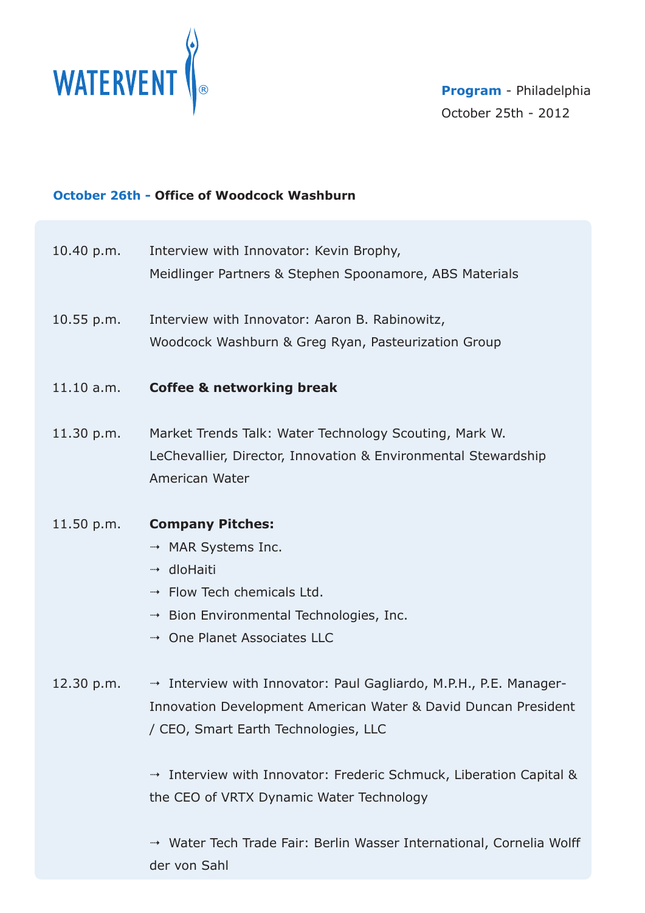WATERVENT®

**Program** - Philadelphia
October 25th - 2012

**October 26th - Office of Woodcock Washburn**

10.40 p.m. Interview with Innovator: Kevin Brophy, Meidlinger Partners & Stephen Spoonamore, ABS Materials

10.55 p.m. Interview with Innovator: Aaron B. Rabinowitz, Woodcock Washburn & Greg Ryan, Pasteurization Group

11.10 a.m. **Coffee & networking break**

11.30 p.m. Market Trends Talk: Water Technology Scouting, Mark W. LeChevallier, Director, Innovation & Environmental Stewardship American Water

11.50 p.m. **Company Pitches:**

- MAR Systems Inc.
- dloHaiti
- Flow Tech chemicals Ltd.
- Bion Environmental Technologies, Inc.
- One Planet Associates LLC

12.30 p.m.

- Interview with Innovator: Paul Gagliardo, M.P.H., P.E. Manager-Innovation Development American Water & David Duncan President / CEO, Smart Earth Technologies, LLC

- Interview with Innovator: Frederic Schmuck, Liberation Capital & the CEO of VRTX Dynamic Water Technology

- Water Tech Trade Fair: Berlin Wasser International, Cornelia Wolff der von Sahl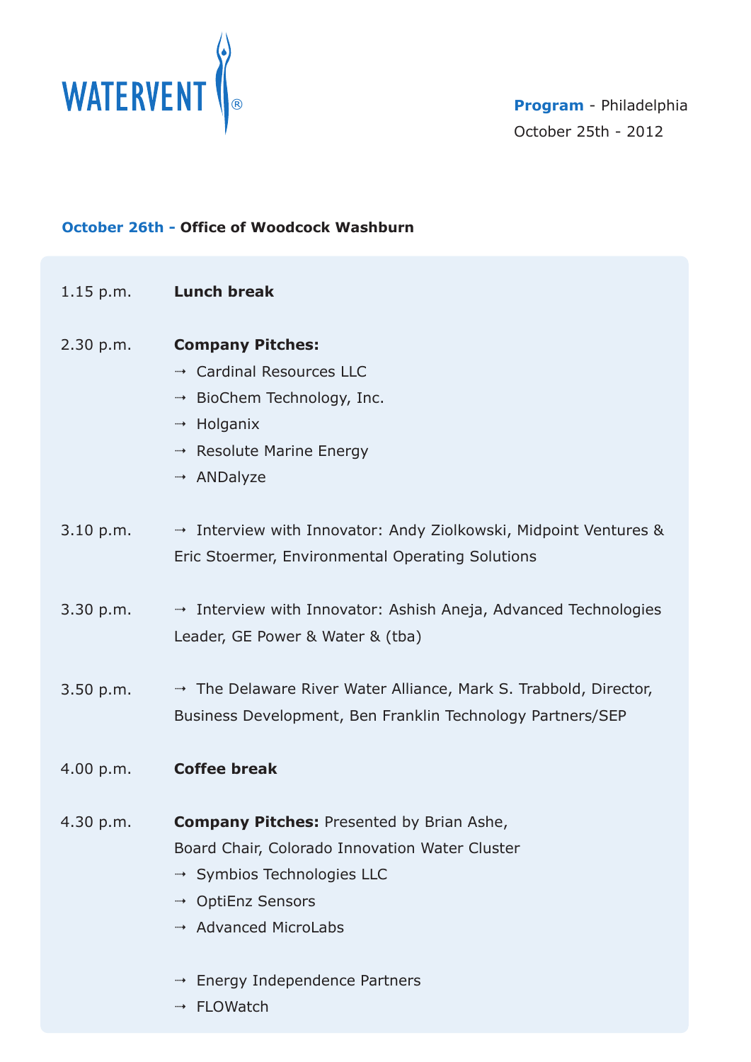WATERVENT®

**Program** - Philadelphia
October 25th - 2012

**October 26th - Office of Woodcock Washburn**

1.15 p.m. **Lunch break**

2.30 p.m. **Company Pitches:**

- Cardinal Resources LLC
- BioChem Technology, Inc.
- Holganix
- Resolute Marine Energy
- ANDalyze

3.10 p.m. → Interview with Innovator: Andy Ziolkowski, Midpoint Ventures & Eric Stoermer, Environmental Operating Solutions

3.30 p.m. → Interview with Innovator: Ashish Aneja, Advanced Technologies Leader, GE Power & Water & (tba)

3.50 p.m. → The Delaware River Water Alliance, Mark S. Trabbold, Director, Business Development, Ben Franklin Technology Partners/SEP

4.00 p.m. **Coffee break**

4.30 p.m. **Company Pitches:** Presented by Brian Ashe, Board Chair, Colorado Innovation Water Cluster

- Symbios Technologies LLC
- OptiEnz Sensors
- Advanced MicroLabs
- Energy Independence Partners
- FLOWatch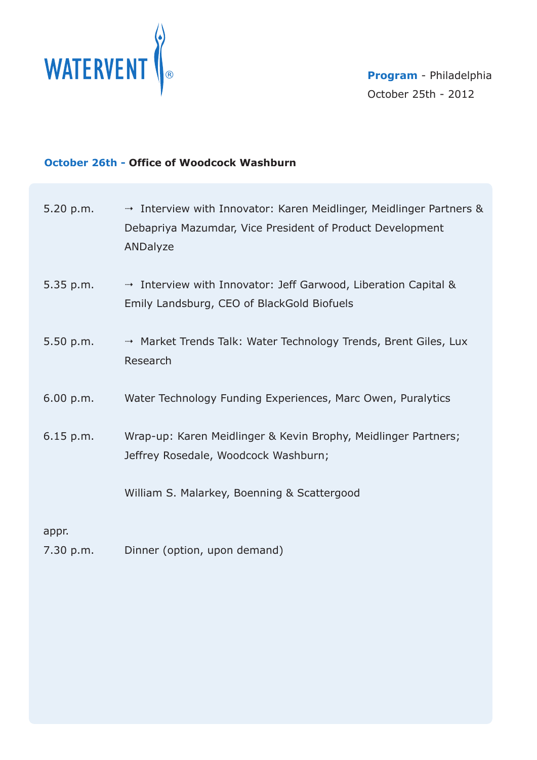WATERVENT®

**Program** - Philadelphia
October 25th - 2012

**October 26th - Office of Woodcock Washburn**

| | |
|---|---|
| 5.20 p.m. | ➝ Interview with Innovator: Karen Meidlinger, Meidlinger Partners & Debapriya Mazumdar, Vice President of Product Development ANDalyze |
| 5.35 p.m. | ➝ Interview with Innovator: Jeff Garwood, Liberation Capital & Emily Landsburg, CEO of BlackGold Biofuels |
| 5.50 p.m. | ➝ Market Trends Talk: Water Technology Trends, Brent Giles, Lux Research |
| 6.00 p.m. | Water Technology Funding Experiences, Marc Owen, Puralytics |
| 6.15 p.m. | Wrap-up: Karen Meidlinger & Kevin Brophy, Meidlinger Partners; Jeffrey Rosedale, Woodcock Washburn; William S. Malarkey, Boenning & Scattergood |
| appr. 7.30 p.m. | Dinner (option, upon demand) |